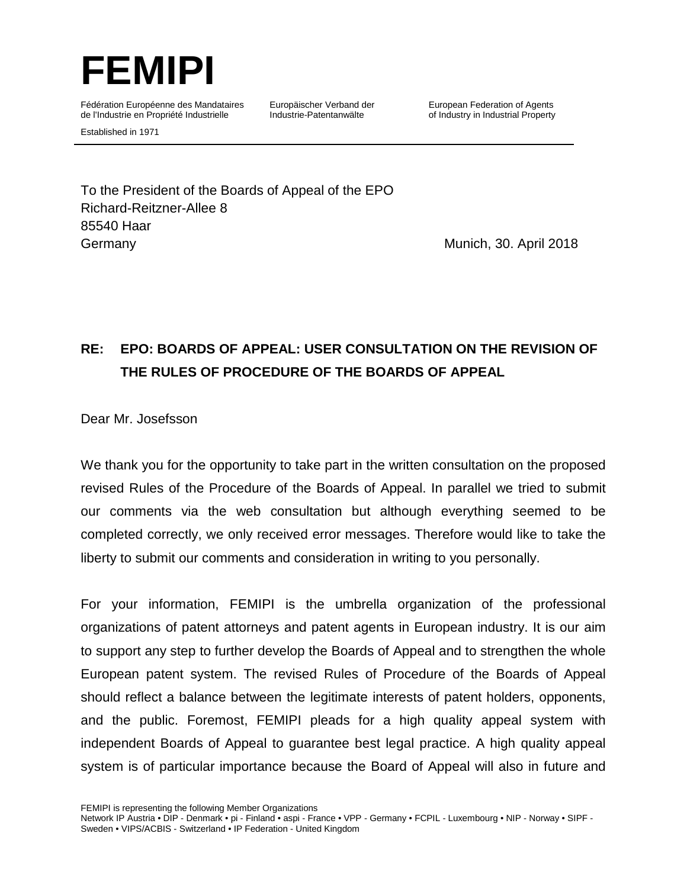# FEMIPI

Fédération Européenne des Mandataires de l'Industrie en Propriété Industrielle

Europäischer Verband der Industrie-Patentanwälte

European Federation of Agents of Industry in Industrial Property

Established in 1971

To the President of the Boards of Appeal of the EPO
Richard-Reitzner-Allee 8
85540 Haar
Germany

Munich, 30. April 2018

**RE: EPO: BOARDS OF APPEAL: USER CONSULTATION ON THE REVISION OF THE RULES OF PROCEDURE OF THE BOARDS OF APPEAL**

Dear Mr. Josefsson

We thank you for the opportunity to take part in the written consultation on the proposed revised Rules of the Procedure of the Boards of Appeal. In parallel we tried to submit our comments via the web consultation but although everything seemed to be completed correctly, we only received error messages. Therefore would like to take the liberty to submit our comments and consideration in writing to you personally.

For your information, FEMIPI is the umbrella organization of the professional organizations of patent attorneys and patent agents in European industry. It is our aim to support any step to further develop the Boards of Appeal and to strengthen the whole European patent system. The revised Rules of Procedure of the Boards of Appeal should reflect a balance between the legitimate interests of patent holders, opponents, and the public. Foremost, FEMIPI pleads for a high quality appeal system with independent Boards of Appeal to guarantee best legal practice. A high quality appeal system is of particular importance because the Board of Appeal will also in future and

FEMIPI is representing the following Member Organizations
Network IP Austria • DIP - Denmark • pi - Finland • aspi - France • VPP - Germany • FCPIL - Luxembourg • NIP - Norway • SIPF - Sweden • VIPS/ACBIS - Switzerland • IP Federation - United Kingdom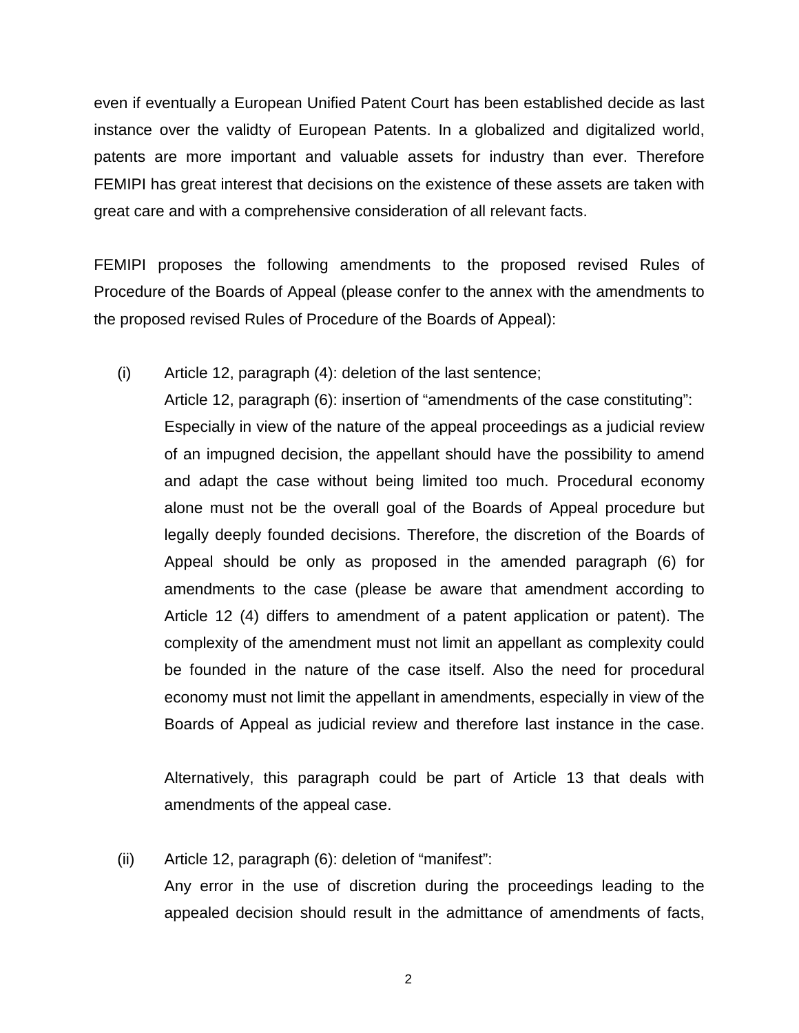even if eventually a European Unified Patent Court has been established decide as last instance over the validty of European Patents. In a globalized and digitalized world, patents are more important and valuable assets for industry than ever. Therefore FEMIPI has great interest that decisions on the existence of these assets are taken with great care and with a comprehensive consideration of all relevant facts.

FEMIPI proposes the following amendments to the proposed revised Rules of Procedure of the Boards of Appeal (please confer to the annex with the amendments to the proposed revised Rules of Procedure of the Boards of Appeal):

(i) Article 12, paragraph (4): deletion of the last sentence;
Article 12, paragraph (6): insertion of “amendments of the case constituting”:
Especially in view of the nature of the appeal proceedings as a judicial review of an impugned decision, the appellant should have the possibility to amend and adapt the case without being limited too much. Procedural economy alone must not be the overall goal of the Boards of Appeal procedure but legally deeply founded decisions. Therefore, the discretion of the Boards of Appeal should be only as proposed in the amended paragraph (6) for amendments to the case (please be aware that amendment according to Article 12 (4) differs to amendment of a patent application or patent). The complexity of the amendment must not limit an appellant as complexity could be founded in the nature of the case itself. Also the need for procedural economy must not limit the appellant in amendments, especially in view of the Boards of Appeal as judicial review and therefore last instance in the case.

Alternatively, this paragraph could be part of Article 13 that deals with amendments of the appeal case.

(ii) Article 12, paragraph (6): deletion of “manifest”:
Any error in the use of discretion during the proceedings leading to the appealed decision should result in the admittance of amendments of facts,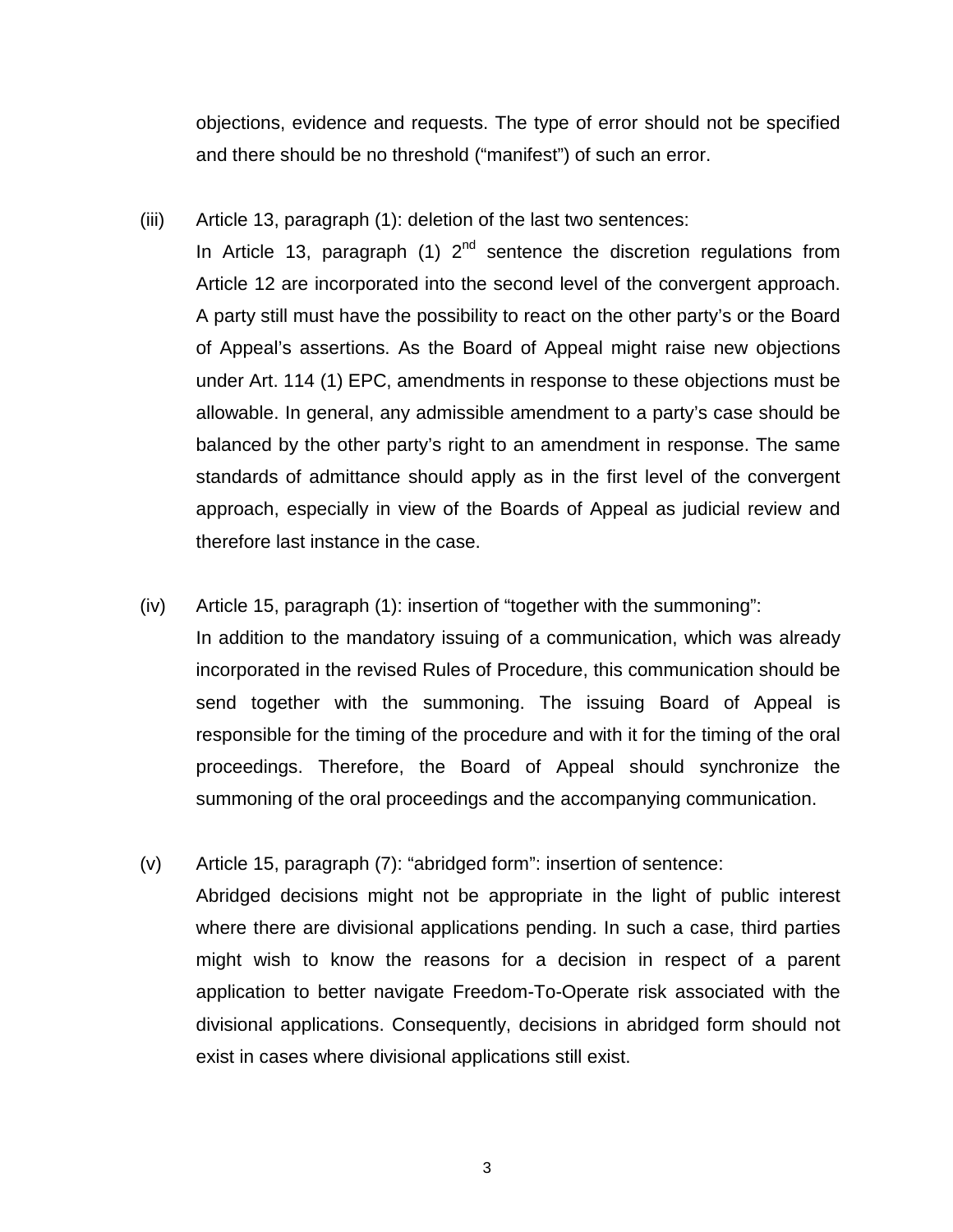objections, evidence and requests. The type of error should not be specified and there should be no threshold ("manifest") of such an error.

(iii) Article 13, paragraph (1): deletion of the last two sentences:
In Article 13, paragraph (1) $2^{nd}$ sentence the discretion regulations from Article 12 are incorporated into the second level of the convergent approach. A party still must have the possibility to react on the other party's or the Board of Appeal's assertions. As the Board of Appeal might raise new objections under Art. 114 (1) EPC, amendments in response to these objections must be allowable. In general, any admissible amendment to a party's case should be balanced by the other party's right to an amendment in response. The same standards of admittance should apply as in the first level of the convergent approach, especially in view of the Boards of Appeal as judicial review and therefore last instance in the case.

(iv) Article 15, paragraph (1): insertion of "together with the summoning":
In addition to the mandatory issuing of a communication, which was already incorporated in the revised Rules of Procedure, this communication should be send together with the summoning. The issuing Board of Appeal is responsible for the timing of the procedure and with it for the timing of the oral proceedings. Therefore, the Board of Appeal should synchronize the summoning of the oral proceedings and the accompanying communication.

(v) Article 15, paragraph (7): "abridged form": insertion of sentence:
Abridged decisions might not be appropriate in the light of public interest where there are divisional applications pending. In such a case, third parties might wish to know the reasons for a decision in respect of a parent application to better navigate Freedom-To-Operate risk associated with the divisional applications. Consequently, decisions in abridged form should not exist in cases where divisional applications still exist.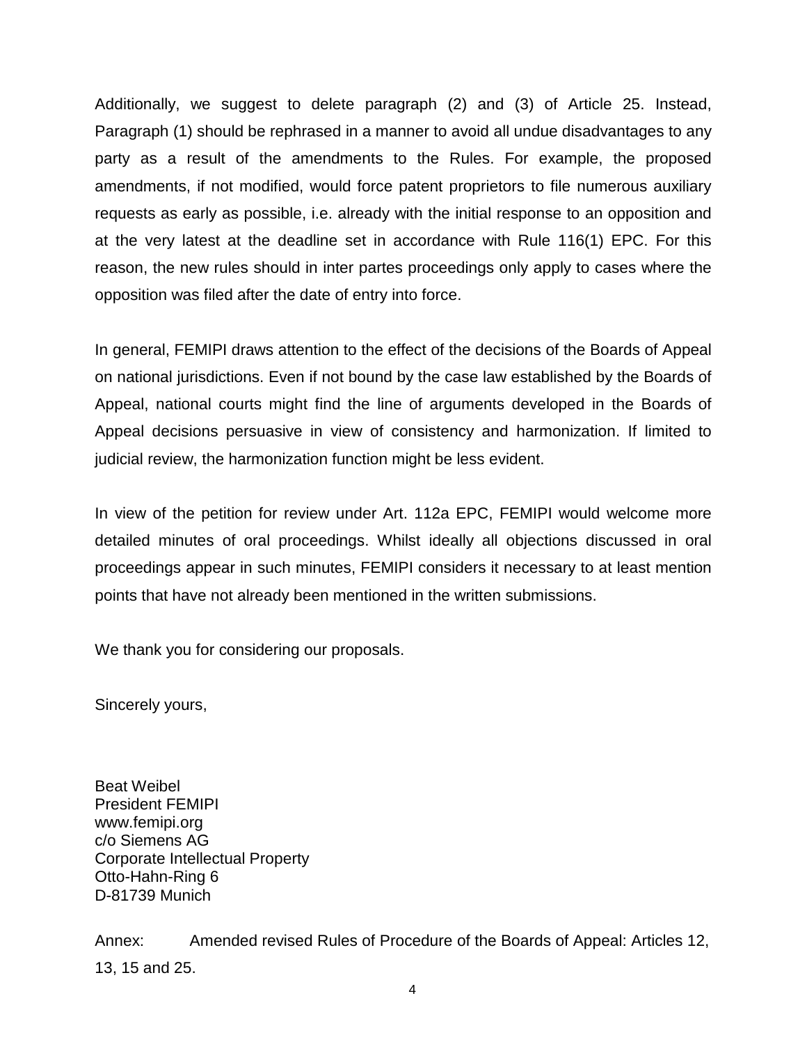Additionally, we suggest to delete paragraph (2) and (3) of Article 25. Instead, Paragraph (1) should be rephrased in a manner to avoid all undue disadvantages to any party as a result of the amendments to the Rules. For example, the proposed amendments, if not modified, would force patent proprietors to file numerous auxiliary requests as early as possible, i.e. already with the initial response to an opposition and at the very latest at the deadline set in accordance with Rule 116(1) EPC. For this reason, the new rules should in inter partes proceedings only apply to cases where the opposition was filed after the date of entry into force.

In general, FEMIPI draws attention to the effect of the decisions of the Boards of Appeal on national jurisdictions. Even if not bound by the case law established by the Boards of Appeal, national courts might find the line of arguments developed in the Boards of Appeal decisions persuasive in view of consistency and harmonization. If limited to judicial review, the harmonization function might be less evident.

In view of the petition for review under Art. 112a EPC, FEMIPI would welcome more detailed minutes of oral proceedings. Whilst ideally all objections discussed in oral proceedings appear in such minutes, FEMIPI considers it necessary to at least mention points that have not already been mentioned in the written submissions.

We thank you for considering our proposals.

Sincerely yours,

Beat Weibel
President FEMIPI
www.femipi.org
c/o Siemens AG
Corporate Intellectual Property
Otto-Hahn-Ring 6
D-81739 Munich

Annex: Amended revised Rules of Procedure of the Boards of Appeal: Articles 12, 13, 15 and 25.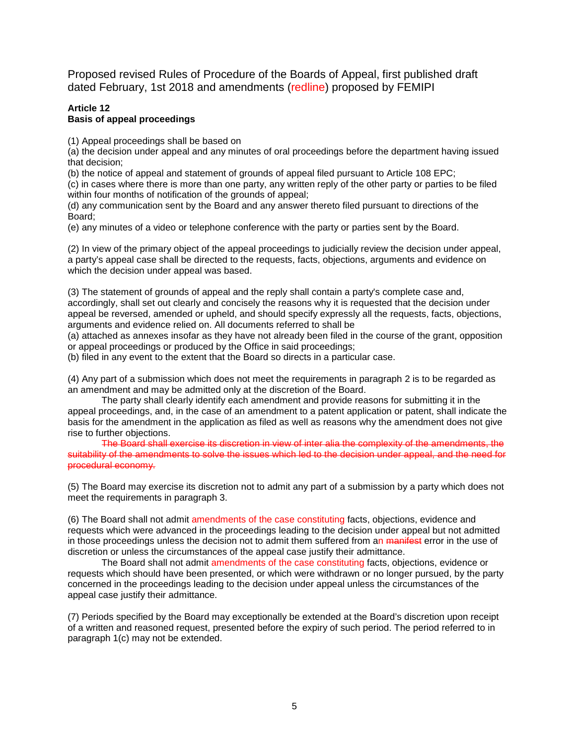Proposed revised Rules of Procedure of the Boards of Appeal, first published draft dated February, 1st 2018 and amendments (redline) proposed by FEMIPI

**Article 12**
**Basis of appeal proceedings**

(1) Appeal proceedings shall be based on
(a) the decision under appeal and any minutes of oral proceedings before the department having issued that decision;
(b) the notice of appeal and statement of grounds of appeal filed pursuant to Article 108 EPC;
(c) in cases where there is more than one party, any written reply of the other party or parties to be filed within four months of notification of the grounds of appeal;
(d) any communication sent by the Board and any answer thereto filed pursuant to directions of the Board;
(e) any minutes of a video or telephone conference with the party or parties sent by the Board.

(2) In view of the primary object of the appeal proceedings to judicially review the decision under appeal, a party's appeal case shall be directed to the requests, facts, objections, arguments and evidence on which the decision under appeal was based.

(3) The statement of grounds of appeal and the reply shall contain a party's complete case and, accordingly, shall set out clearly and concisely the reasons why it is requested that the decision under appeal be reversed, amended or upheld, and should specify expressly all the requests, facts, objections, arguments and evidence relied on. All documents referred to shall be
(a) attached as annexes insofar as they have not already been filed in the course of the grant, opposition or appeal proceedings or produced by the Office in said proceedings;
(b) filed in any event to the extent that the Board so directs in a particular case.

(4) Any part of a submission which does not meet the requirements in paragraph 2 is to be regarded as an amendment and may be admitted only at the discretion of the Board.

The party shall clearly identify each amendment and provide reasons for submitting it in the appeal proceedings, and, in the case of an amendment to a patent application or patent, shall indicate the basis for the amendment in the application as filed as well as reasons why the amendment does not give rise to further objections.

~~The Board shall exercise its discretion in view of inter alia the complexity of the amendments, the suitability of the amendments to solve the issues which led to the decision under appeal, and the need for procedural economy.~~

(5) The Board may exercise its discretion not to admit any part of a submission by a party which does not meet the requirements in paragraph 3.

(6) The Board shall not admit amendments of the case constituting facts, objections, evidence and requests which were advanced in the proceedings leading to the decision under appeal but not admitted in those proceedings unless the decision not to admit them suffered from an ~~manifest~~ error in the use of discretion or unless the circumstances of the appeal case justify their admittance.

The Board shall not admit amendments of the case constituting facts, objections, evidence or requests which should have been presented, or which were withdrawn or no longer pursued, by the party concerned in the proceedings leading to the decision under appeal unless the circumstances of the appeal case justify their admittance.

(7) Periods specified by the Board may exceptionally be extended at the Board's discretion upon receipt of a written and reasoned request, presented before the expiry of such period. The period referred to in paragraph 1(c) may not be extended.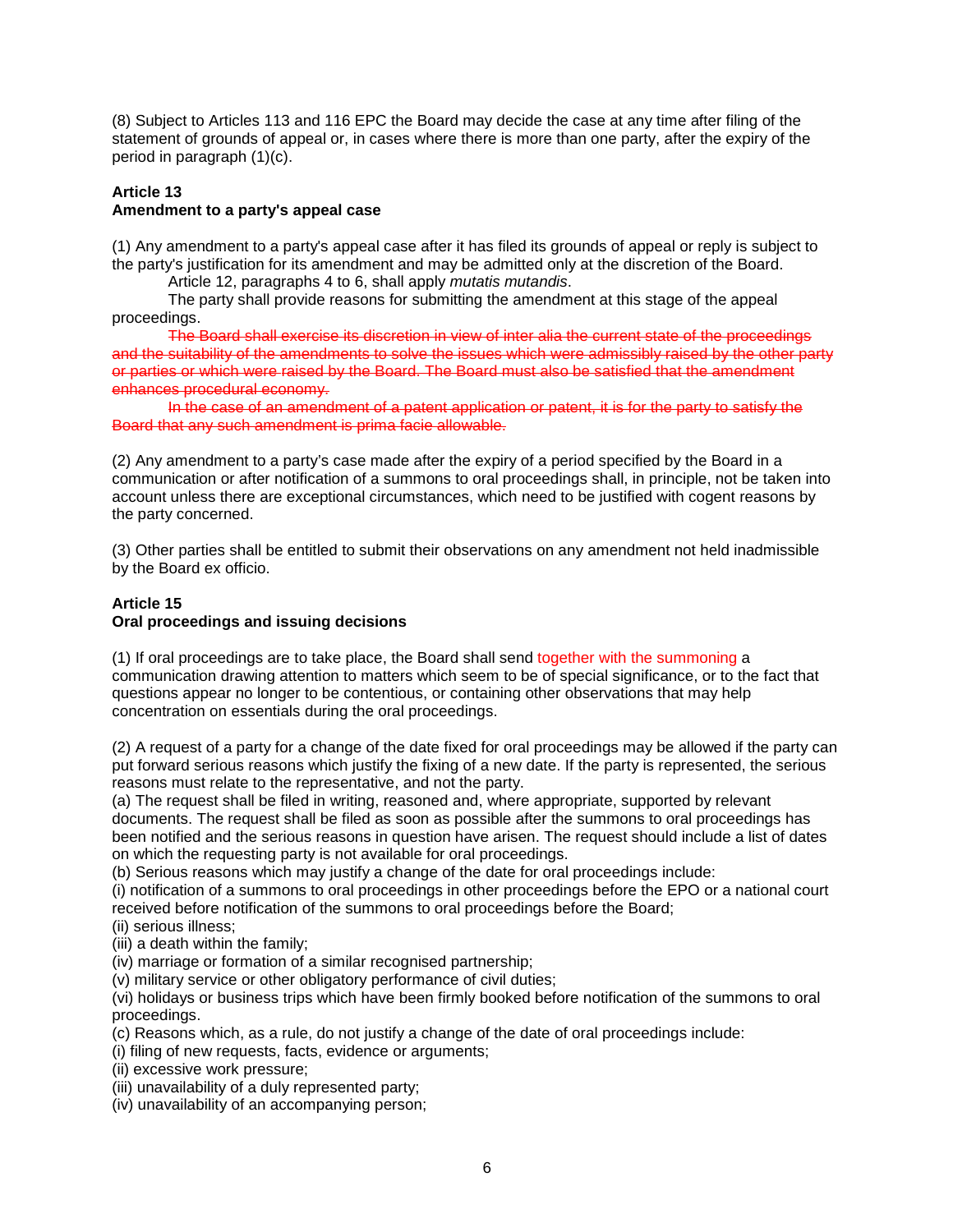(8) Subject to Articles 113 and 116 EPC the Board may decide the case at any time after filing of the statement of grounds of appeal or, in cases where there is more than one party, after the expiry of the period in paragraph (1)(c).

**Article 13**
**Amendment to a party's appeal case**

(1) Any amendment to a party's appeal case after it has filed its grounds of appeal or reply is subject to the party's justification for its amendment and may be admitted only at the discretion of the Board.

Article 12, paragraphs 4 to 6, shall apply *mutatis mutandis*.

The party shall provide reasons for submitting the amendment at this stage of the appeal proceedings.

~~The Board shall exercise its discretion in view of inter alia the current state of the proceedings and the suitability of the amendments to solve the issues which were admissibly raised by the other party or parties or which were raised by the Board. The Board must also be satisfied that the amendment enhances procedural economy.~~

~~In the case of an amendment of a patent application or patent, it is for the party to satisfy the Board that any such amendment is prima facie allowable.~~

(2) Any amendment to a party's case made after the expiry of a period specified by the Board in a communication or after notification of a summons to oral proceedings shall, in principle, not be taken into account unless there are exceptional circumstances, which need to be justified with cogent reasons by the party concerned.

(3) Other parties shall be entitled to submit their observations on any amendment not held inadmissible by the Board ex officio.

**Article 15**
**Oral proceedings and issuing decisions**

(1) If oral proceedings are to take place, the Board shall send together with the summoning a communication drawing attention to matters which seem to be of special significance, or to the fact that questions appear no longer to be contentious, or containing other observations that may help concentration on essentials during the oral proceedings.

(2) A request of a party for a change of the date fixed for oral proceedings may be allowed if the party can put forward serious reasons which justify the fixing of a new date. If the party is represented, the serious reasons must relate to the representative, and not the party.
(a) The request shall be filed in writing, reasoned and, where appropriate, supported by relevant documents. The request shall be filed as soon as possible after the summons to oral proceedings has been notified and the serious reasons in question have arisen. The request should include a list of dates on which the requesting party is not available for oral proceedings.
(b) Serious reasons which may justify a change of the date for oral proceedings include:
(i) notification of a summons to oral proceedings in other proceedings before the EPO or a national court received before notification of the summons to oral proceedings before the Board;
(ii) serious illness;
(iii) a death within the family;
(iv) marriage or formation of a similar recognised partnership;
(v) military service or other obligatory performance of civil duties;
(vi) holidays or business trips which have been firmly booked before notification of the summons to oral proceedings.
(c) Reasons which, as a rule, do not justify a change of the date of oral proceedings include:
(i) filing of new requests, facts, evidence or arguments;
(ii) excessive work pressure;
(iii) unavailability of a duly represented party;
(iv) unavailability of an accompanying person;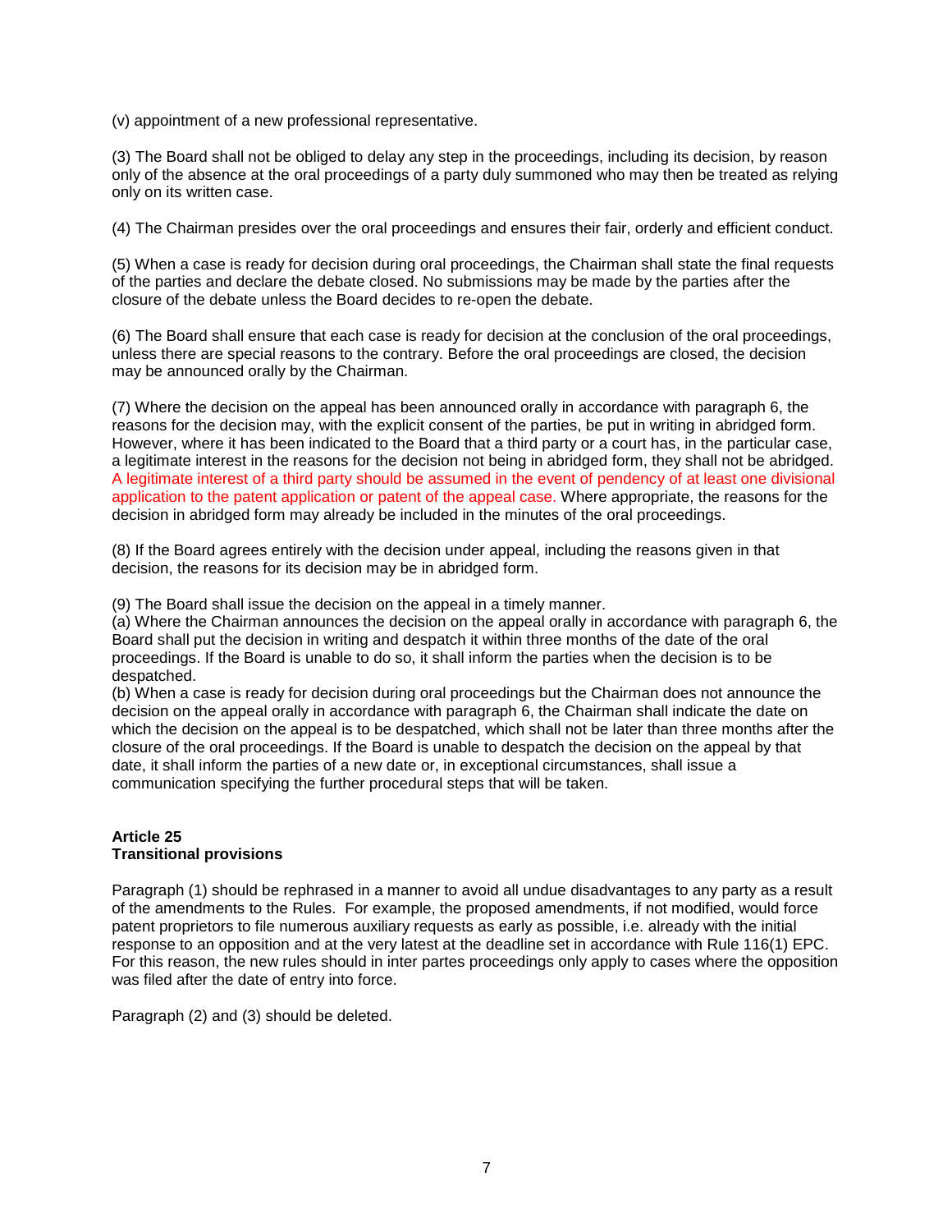(v) appointment of a new professional representative.

(3) The Board shall not be obliged to delay any step in the proceedings, including its decision, by reason only of the absence at the oral proceedings of a party duly summoned who may then be treated as relying only on its written case.

(4) The Chairman presides over the oral proceedings and ensures their fair, orderly and efficient conduct.

(5) When a case is ready for decision during oral proceedings, the Chairman shall state the final requests of the parties and declare the debate closed. No submissions may be made by the parties after the closure of the debate unless the Board decides to re-open the debate.

(6) The Board shall ensure that each case is ready for decision at the conclusion of the oral proceedings, unless there are special reasons to the contrary. Before the oral proceedings are closed, the decision may be announced orally by the Chairman.

(7) Where the decision on the appeal has been announced orally in accordance with paragraph 6, the reasons for the decision may, with the explicit consent of the parties, be put in writing in abridged form. However, where it has been indicated to the Board that a third party or a court has, in the particular case, a legitimate interest in the reasons for the decision not being in abridged form, they shall not be abridged. A legitimate interest of a third party should be assumed in the event of pendency of at least one divisional application to the patent application or patent of the appeal case. Where appropriate, the reasons for the decision in abridged form may already be included in the minutes of the oral proceedings.

(8) If the Board agrees entirely with the decision under appeal, including the reasons given in that decision, the reasons for its decision may be in abridged form.

(9) The Board shall issue the decision on the appeal in a timely manner.
(a) Where the Chairman announces the decision on the appeal orally in accordance with paragraph 6, the Board shall put the decision in writing and despatch it within three months of the date of the oral proceedings. If the Board is unable to do so, it shall inform the parties when the decision is to be despatched.
(b) When a case is ready for decision during oral proceedings but the Chairman does not announce the decision on the appeal orally in accordance with paragraph 6, the Chairman shall indicate the date on which the decision on the appeal is to be despatched, which shall not be later than three months after the closure of the oral proceedings. If the Board is unable to despatch the decision on the appeal by that date, it shall inform the parties of a new date or, in exceptional circumstances, shall issue a communication specifying the further procedural steps that will be taken.

**Article 25**
**Transitional provisions**

Paragraph (1) should be rephrased in a manner to avoid all undue disadvantages to any party as a result of the amendments to the Rules. For example, the proposed amendments, if not modified, would force patent proprietors to file numerous auxiliary requests as early as possible, i.e. already with the initial response to an opposition and at the very latest at the deadline set in accordance with Rule 116(1) EPC. For this reason, the new rules should in inter partes proceedings only apply to cases where the opposition was filed after the date of entry into force.

Paragraph (2) and (3) should be deleted.